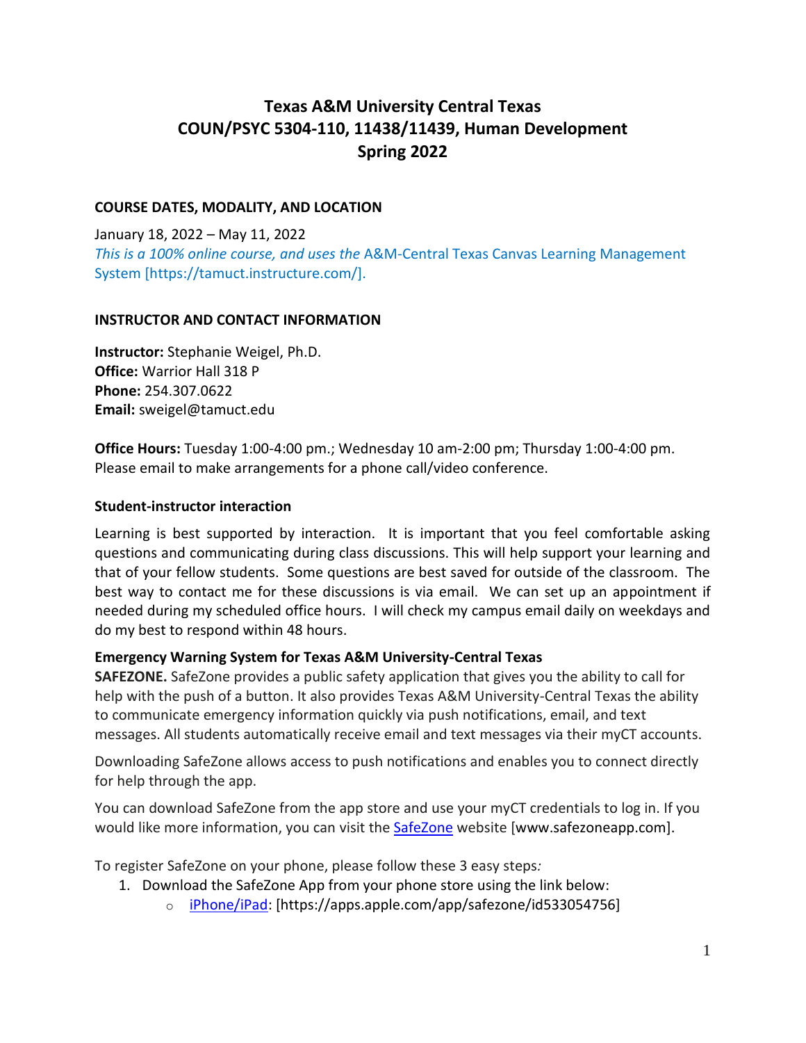# Texas A&M University Central Texas
# COUN/PSYC 5304-110, 11438/11439, Human Development
# Spring 2022

**COURSE DATES, MODALITY, AND LOCATION**

January 18, 2022 – May 11, 2022

*This is a 100% online course, and uses the* A&M-Central Texas Canvas Learning Management System [https://tamuct.instructure.com/].

**INSTRUCTOR AND CONTACT INFORMATION**

**Instructor:** Stephanie Weigel, Ph.D.
**Office:** Warrior Hall 318 P
**Phone:** 254.307.0622
**Email:** sweigel@tamuct.edu

**Office Hours:** Tuesday 1:00-4:00 pm.; Wednesday 10 am-2:00 pm; Thursday 1:00-4:00 pm. Please email to make arrangements for a phone call/video conference.

**Student-instructor interaction**

Learning is best supported by interaction. It is important that you feel comfortable asking questions and communicating during class discussions. This will help support your learning and that of your fellow students. Some questions are best saved for outside of the classroom. The best way to contact me for these discussions is via email. We can set up an appointment if needed during my scheduled office hours. I will check my campus email daily on weekdays and do my best to respond within 48 hours.

**Emergency Warning System for Texas A&M University-Central Texas**

**SAFEZONE.** SafeZone provides a public safety application that gives you the ability to call for help with the push of a button. It also provides Texas A&M University-Central Texas the ability to communicate emergency information quickly via push notifications, email, and text messages. All students automatically receive email and text messages via their myCT accounts.

Downloading SafeZone allows access to push notifications and enables you to connect directly for help through the app.

You can download SafeZone from the app store and use your myCT credentials to log in. If you would like more information, you can visit the SafeZone website [www.safezoneapp.com].

To register SafeZone on your phone, please follow these 3 easy steps*:*

1. Download the SafeZone App from your phone store using the link below:
   - iPhone/iPad: [https://apps.apple.com/app/safezone/id533054756]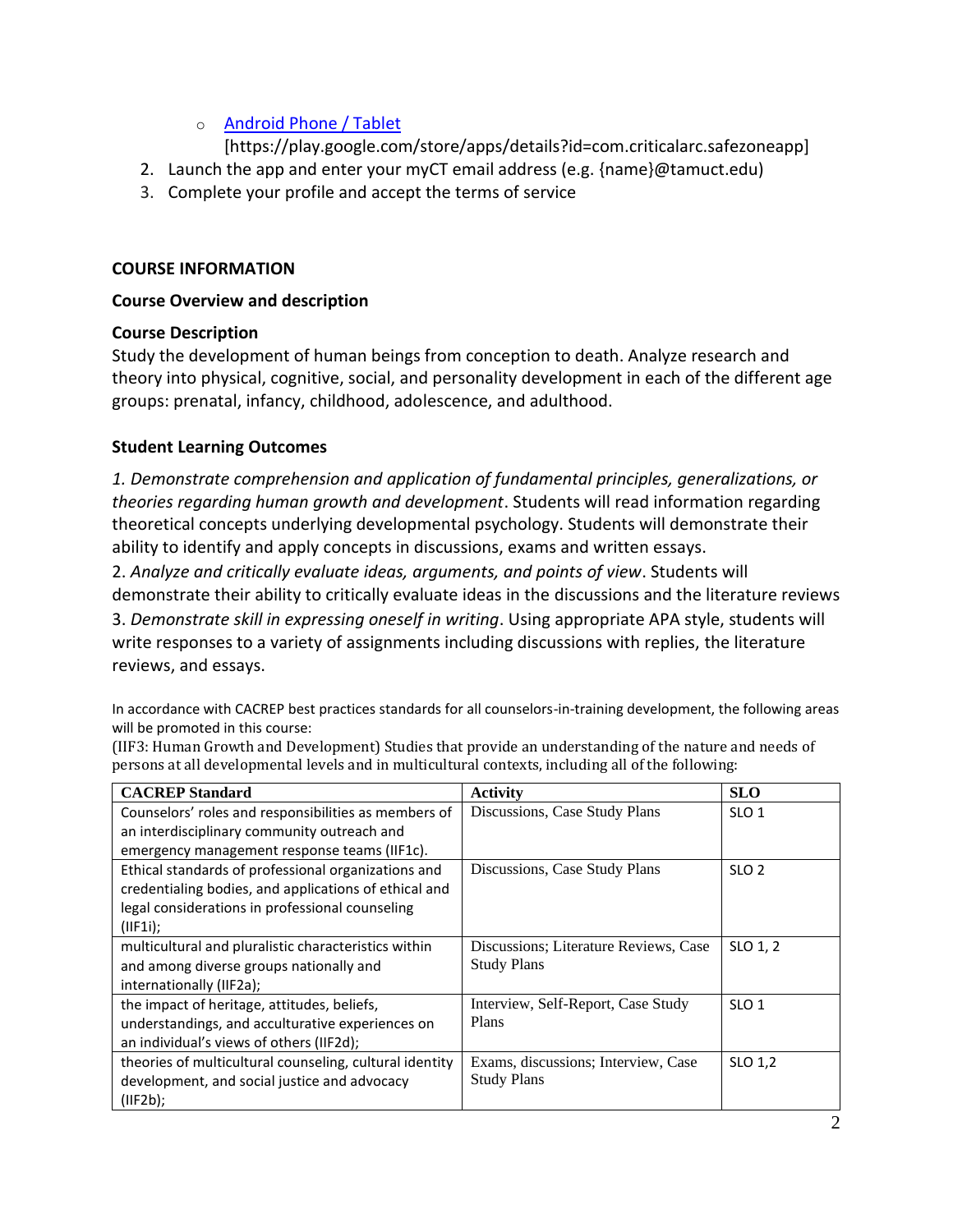- [Android Phone / Tablet](https://play.google.com/store/apps/details?id=com.criticalarc.safezoneapp)
     [https://play.google.com/store/apps/details?id=com.criticalarc.safezoneapp]
2. Launch the app and enter your myCT email address (e.g. {name}@tamuct.edu)
3. Complete your profile and accept the terms of service

## COURSE INFORMATION

### Course Overview and description

### Course Description

Study the development of human beings from conception to death. Analyze research and theory into physical, cognitive, social, and personality development in each of the different age groups: prenatal, infancy, childhood, adolescence, and adulthood.

### Student Learning Outcomes

*1. Demonstrate comprehension and application of fundamental principles, generalizations, or theories regarding human growth and development*. Students will read information regarding theoretical concepts underlying developmental psychology. Students will demonstrate their ability to identify and apply concepts in discussions, exams and written essays.

2. *Analyze and critically evaluate ideas, arguments, and points of view*. Students will demonstrate their ability to critically evaluate ideas in the discussions and the literature reviews

3. *Demonstrate skill in expressing oneself in writing*. Using appropriate APA style, students will write responses to a variety of assignments including discussions with replies, the literature reviews, and essays.

In accordance with CACREP best practices standards for all counselors-in-training development, the following areas will be promoted in this course:

(IIF3: Human Growth and Development) Studies that provide an understanding of the nature and needs of persons at all developmental levels and in multicultural contexts, including all of the following:

| CACREP Standard | Activity | SLO |
|---|---|---|
| Counselors' roles and responsibilities as members of an interdisciplinary community outreach and emergency management response teams (IIF1c). | Discussions, Case Study Plans | SLO 1 |
| Ethical standards of professional organizations and credentialing bodies, and applications of ethical and legal considerations in professional counseling (IIF1i); | Discussions, Case Study Plans | SLO 2 |
| multicultural and pluralistic characteristics within and among diverse groups nationally and internationally (IIF2a); | Discussions; Literature Reviews, Case Study Plans | SLO 1, 2 |
| the impact of heritage, attitudes, beliefs, understandings, and acculturative experiences on an individual's views of others (IIF2d); | Interview, Self-Report, Case Study Plans | SLO 1 |
| theories of multicultural counseling, cultural identity development, and social justice and advocacy (IIF2b); | Exams, discussions; Interview, Case Study Plans | SLO 1,2 |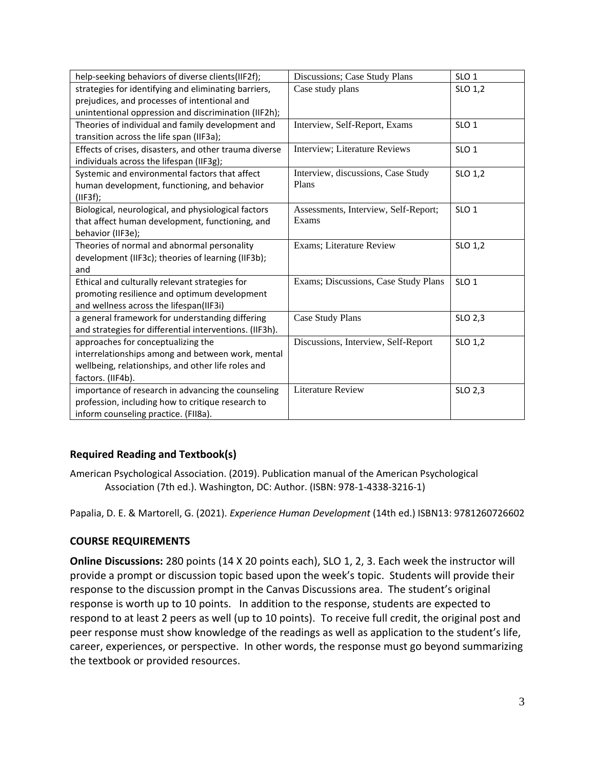| | | |
|---|---|---|
| help-seeking behaviors of diverse clients(IIF2f); | Discussions; Case Study Plans | SLO 1 |
| strategies for identifying and eliminating barriers, prejudices, and processes of intentional and unintentional oppression and discrimination (IIF2h); | Case study plans | SLO 1,2 |
| Theories of individual and family development and transition across the life span (IIF3a); | Interview, Self-Report, Exams | SLO 1 |
| Effects of crises, disasters, and other trauma diverse individuals across the lifespan (IIF3g); | Interview; Literature Reviews | SLO 1 |
| Systemic and environmental factors that affect human development, functioning, and behavior (IIF3f); | Interview, discussions, Case Study Plans | SLO 1,2 |
| Biological, neurological, and physiological factors that affect human development, functioning, and behavior (IIF3e); | Assessments, Interview, Self-Report; Exams | SLO 1 |
| Theories of normal and abnormal personality development (IIF3c); theories of learning (IIF3b); and | Exams; Literature Review | SLO 1,2 |
| Ethical and culturally relevant strategies for promoting resilience and optimum development and wellness across the lifespan(IIF3i) | Exams; Discussions, Case Study Plans | SLO 1 |
| a general framework for understanding differing and strategies for differential interventions. (IIF3h). | Case Study Plans | SLO 2,3 |
| approaches for conceptualizing the interrelationships among and between work, mental wellbeing, relationships, and other life roles and factors. (IIF4b). | Discussions, Interview, Self-Report | SLO 1,2 |
| importance of research in advancing the counseling profession, including how to critique research to inform counseling practice. (FII8a). | Literature Review | SLO 2,3 |

## Required Reading and Textbook(s)

American Psychological Association. (2019). Publication manual of the American Psychological Association (7th ed.). Washington, DC: Author. (ISBN: 978-1-4338-3216-1)

Papalia, D. E. & Martorell, G. (2021). *Experience Human Development* (14th ed.) ISBN13: 9781260726602

## COURSE REQUIREMENTS

**Online Discussions:** 280 points (14 X 20 points each), SLO 1, 2, 3. Each week the instructor will provide a prompt or discussion topic based upon the week's topic. Students will provide their response to the discussion prompt in the Canvas Discussions area. The student's original response is worth up to 10 points. In addition to the response, students are expected to respond to at least 2 peers as well (up to 10 points). To receive full credit, the original post and peer response must show knowledge of the readings as well as application to the student's life, career, experiences, or perspective. In other words, the response must go beyond summarizing the textbook or provided resources.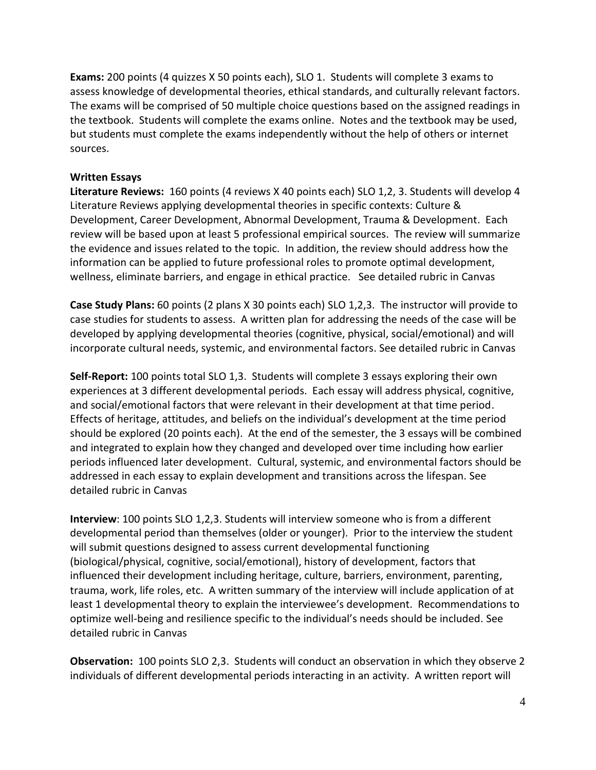**Exams:** 200 points (4 quizzes X 50 points each), SLO 1. Students will complete 3 exams to assess knowledge of developmental theories, ethical standards, and culturally relevant factors. The exams will be comprised of 50 multiple choice questions based on the assigned readings in the textbook. Students will complete the exams online. Notes and the textbook may be used, but students must complete the exams independently without the help of others or internet sources.

**Written Essays**

**Literature Reviews:** 160 points (4 reviews X 40 points each) SLO 1,2, 3. Students will develop 4 Literature Reviews applying developmental theories in specific contexts: Culture & Development, Career Development, Abnormal Development, Trauma & Development. Each review will be based upon at least 5 professional empirical sources. The review will summarize the evidence and issues related to the topic. In addition, the review should address how the information can be applied to future professional roles to promote optimal development, wellness, eliminate barriers, and engage in ethical practice. See detailed rubric in Canvas

**Case Study Plans:** 60 points (2 plans X 30 points each) SLO 1,2,3. The instructor will provide to case studies for students to assess. A written plan for addressing the needs of the case will be developed by applying developmental theories (cognitive, physical, social/emotional) and will incorporate cultural needs, systemic, and environmental factors. See detailed rubric in Canvas

**Self-Report:** 100 points total SLO 1,3. Students will complete 3 essays exploring their own experiences at 3 different developmental periods. Each essay will address physical, cognitive, and social/emotional factors that were relevant in their development at that time period. Effects of heritage, attitudes, and beliefs on the individual's development at the time period should be explored (20 points each). At the end of the semester, the 3 essays will be combined and integrated to explain how they changed and developed over time including how earlier periods influenced later development. Cultural, systemic, and environmental factors should be addressed in each essay to explain development and transitions across the lifespan. See detailed rubric in Canvas

**Interview**: 100 points SLO 1,2,3. Students will interview someone who is from a different developmental period than themselves (older or younger). Prior to the interview the student will submit questions designed to assess current developmental functioning (biological/physical, cognitive, social/emotional), history of development, factors that influenced their development including heritage, culture, barriers, environment, parenting, trauma, work, life roles, etc. A written summary of the interview will include application of at least 1 developmental theory to explain the interviewee's development. Recommendations to optimize well-being and resilience specific to the individual's needs should be included. See detailed rubric in Canvas

**Observation:** 100 points SLO 2,3. Students will conduct an observation in which they observe 2 individuals of different developmental periods interacting in an activity. A written report will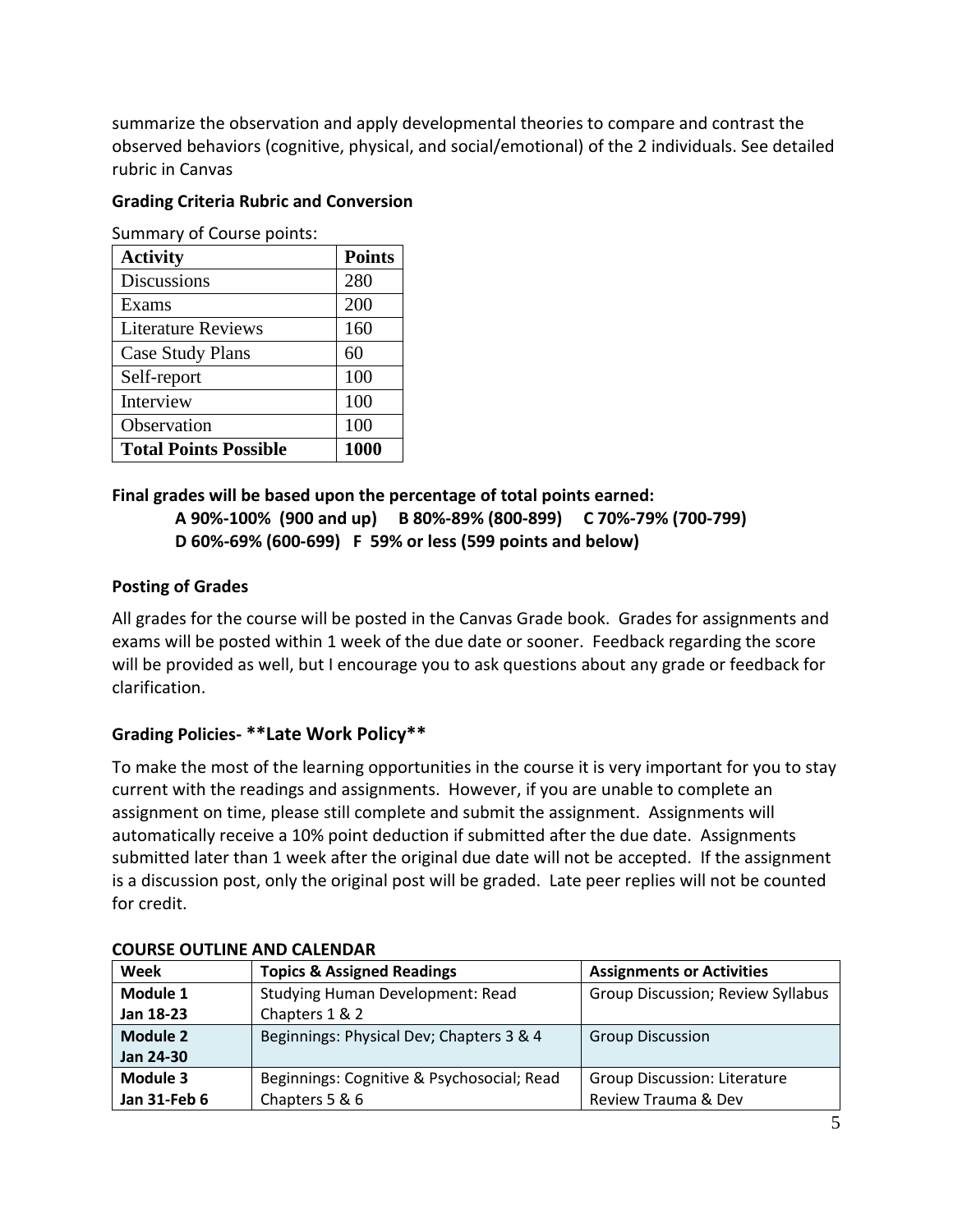summarize the observation and apply developmental theories to compare and contrast the observed behaviors (cognitive, physical, and social/emotional) of the 2 individuals. See detailed rubric in Canvas

**Grading Criteria Rubric and Conversion**

Summary of Course points:

| **Activity** | **Points** |
|---|---|
| Discussions | 280 |
| Exams | 200 |
| Literature Reviews | 160 |
| Case Study Plans | 60 |
| Self-report | 100 |
| Interview | 100 |
| Observation | 100 |
| **Total Points Possible** | **1000** |

**Final grades will be based upon the percentage of total points earned:**

**A 90%-100% (900 and up) B 80%-89% (800-899) C 70%-79% (700-799)**
**D 60%-69% (600-699) F 59% or less (599 points and below)**

**Posting of Grades**

All grades for the course will be posted in the Canvas Grade book. Grades for assignments and exams will be posted within 1 week of the due date or sooner. Feedback regarding the score will be provided as well, but I encourage you to ask questions about any grade or feedback for clarification.

**Grading Policies- **Late Work Policy****

To make the most of the learning opportunities in the course it is very important for you to stay current with the readings and assignments. However, if you are unable to complete an assignment on time, please still complete and submit the assignment. Assignments will automatically receive a 10% point deduction if submitted after the due date. Assignments submitted later than 1 week after the original due date will not be accepted. If the assignment is a discussion post, only the original post will be graded. Late peer replies will not be counted for credit.

**COURSE OUTLINE AND CALENDAR**

| **Week** | **Topics & Assigned Readings** | **Assignments or Activities** |
|---|---|---|
| **Module 1 Jan 18-23** | Studying Human Development: Read Chapters 1 & 2 | Group Discussion; Review Syllabus |
| **Module 2 Jan 24-30** | Beginnings: Physical Dev; Chapters 3 & 4 | Group Discussion |
| **Module 3 Jan 31-Feb 6** | Beginnings: Cognitive & Psychosocial; Read Chapters 5 & 6 | Group Discussion: Literature Review Trauma & Dev |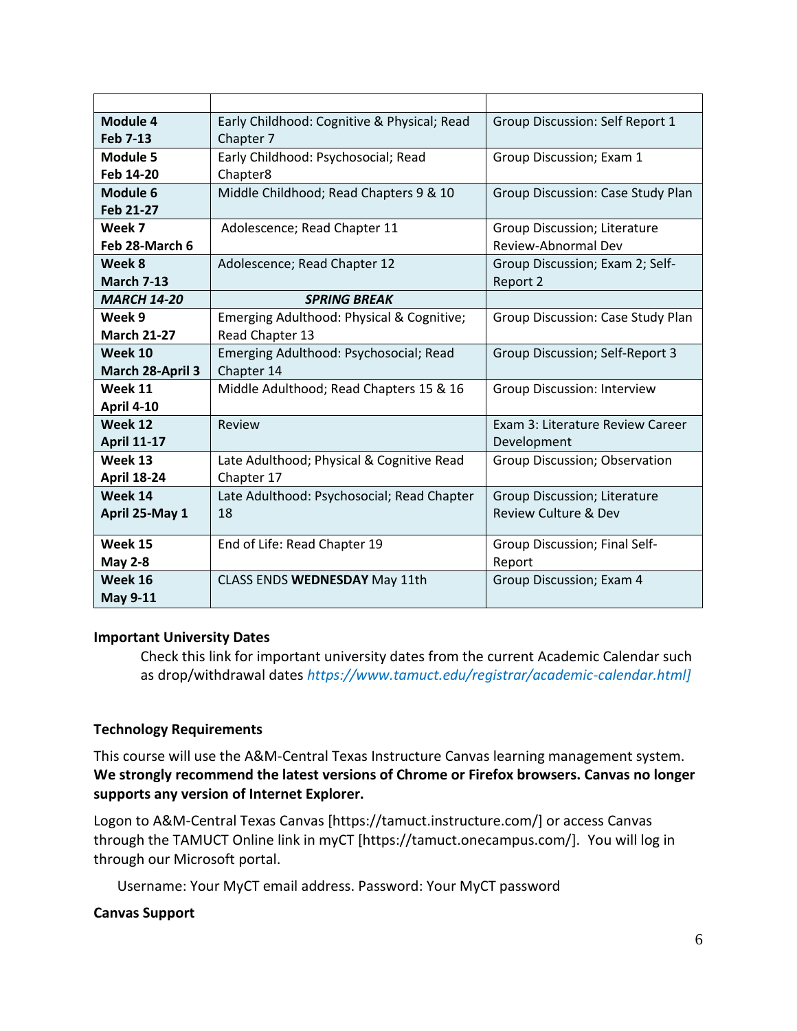| | | |
|---|---|---|
| **Module 4**<br>**Feb 7-13** | Early Childhood: Cognitive & Physical; Read Chapter 7 | Group Discussion: Self Report 1 |
| **Module 5**<br>**Feb 14-20** | Early Childhood: Psychosocial; Read Chapter8 | Group Discussion; Exam 1 |
| **Module 6**<br>**Feb 21-27** | Middle Childhood; Read Chapters 9 & 10 | Group Discussion: Case Study Plan |
| **Week 7**<br>**Feb 28-March 6** | Adolescence; Read Chapter 11 | Group Discussion; Literature Review-Abnormal Dev |
| **Week 8**<br>**March 7-13** | Adolescence; Read Chapter 12 | Group Discussion; Exam 2; Self-Report 2 |
| ***MARCH 14-20*** | ***SPRING BREAK*** | |
| **Week 9**<br>**March 21-27** | Emerging Adulthood: Physical & Cognitive; Read Chapter 13 | Group Discussion: Case Study Plan |
| **Week 10**<br>**March 28-April 3** | Emerging Adulthood: Psychosocial; Read Chapter 14 | Group Discussion; Self-Report 3 |
| **Week 11**<br>**April 4-10** | Middle Adulthood; Read Chapters 15 & 16 | Group Discussion: Interview |
| **Week 12**<br>**April 11-17** | Review | Exam 3: Literature Review Career Development |
| **Week 13**<br>**April 18-24** | Late Adulthood; Physical & Cognitive Read Chapter 17 | Group Discussion; Observation |
| **Week 14**<br>**April 25-May 1** | Late Adulthood: Psychosocial; Read Chapter 18 | Group Discussion; Literature Review Culture & Dev |
| **Week 15**<br>**May 2-8** | End of Life: Read Chapter 19 | Group Discussion; Final Self-Report |
| **Week 16**<br>**May 9-11** | CLASS ENDS **WEDNESDAY** May 11th | Group Discussion; Exam 4 |

**Important University Dates**

Check this link for important university dates from the current Academic Calendar such as drop/withdrawal dates *https://www.tamuct.edu/registrar/academic-calendar.html]*

**Technology Requirements**

This course will use the A&M-Central Texas Instructure Canvas learning management system. **We strongly recommend the latest versions of Chrome or Firefox browsers. Canvas no longer supports any version of Internet Explorer.**

Logon to A&M-Central Texas Canvas [https://tamuct.instructure.com/] or access Canvas through the TAMUCT Online link in myCT [https://tamuct.onecampus.com/]. You will log in through our Microsoft portal.

Username: Your MyCT email address. Password: Your MyCT password

**Canvas Support**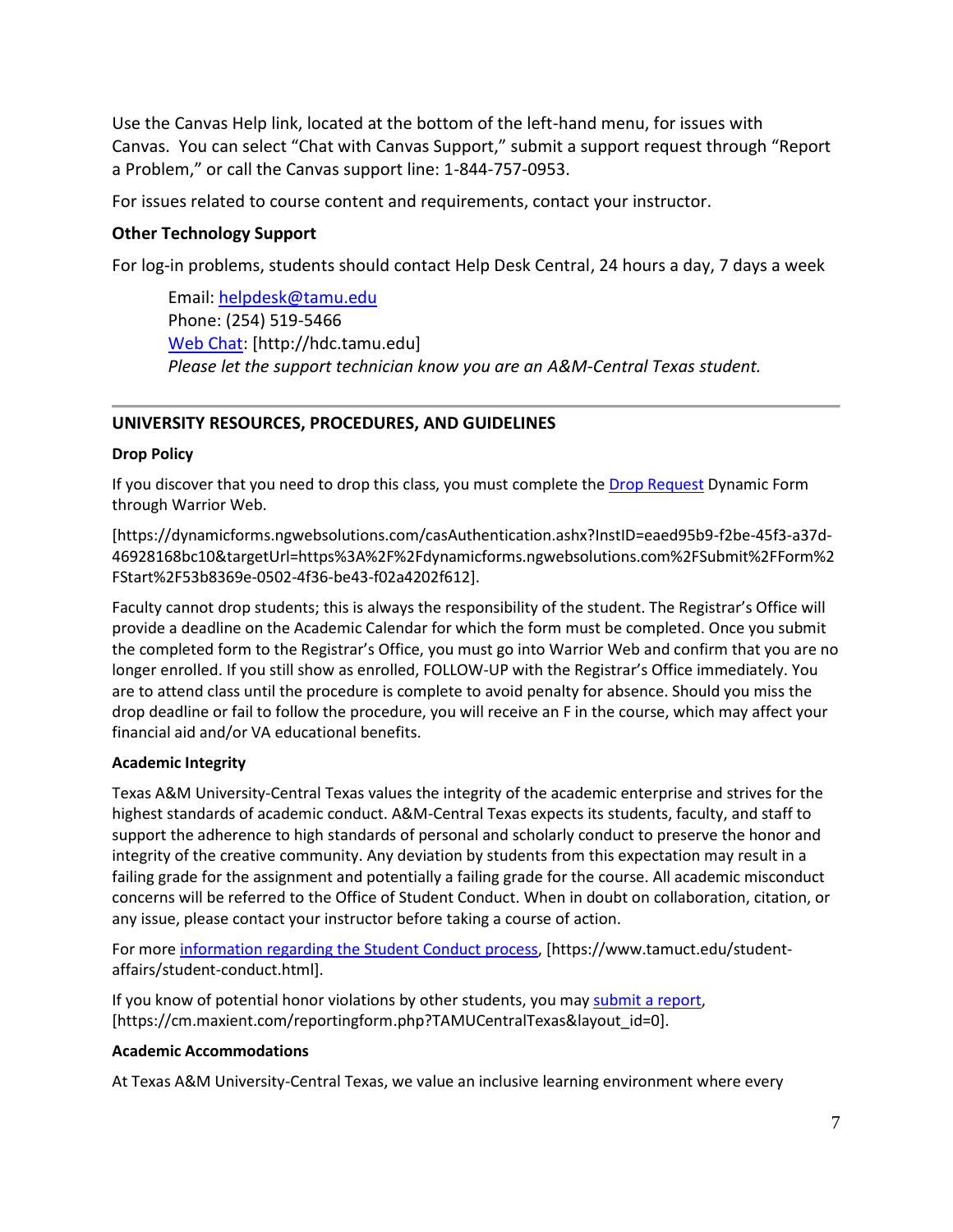Use the Canvas Help link, located at the bottom of the left-hand menu, for issues with Canvas. You can select "Chat with Canvas Support," submit a support request through "Report a Problem," or call the Canvas support line: 1-844-757-0953.

For issues related to course content and requirements, contact your instructor.

### Other Technology Support

For log-in problems, students should contact Help Desk Central, 24 hours a day, 7 days a week

> Email: helpdesk@tamu.edu
> Phone: (254) 519-5466
> Web Chat: [http://hdc.tamu.edu]
> *Please let the support technician know you are an A&M-Central Texas student.*

---

## UNIVERSITY RESOURCES, PROCEDURES, AND GUIDELINES

### Drop Policy

If you discover that you need to drop this class, you must complete the Drop Request Dynamic Form through Warrior Web.

[https://dynamicforms.ngwebsolutions.com/casAuthentication.ashx?InstID=eaed95b9-f2be-45f3-a37d-46928168bc10&targetUrl=https%3A%2F%2Fdynamicforms.ngwebsolutions.com%2FSubmit%2FForm%2FStart%2F53b8369e-0502-4f36-be43-f02a4202f612].

Faculty cannot drop students; this is always the responsibility of the student. The Registrar's Office will provide a deadline on the Academic Calendar for which the form must be completed. Once you submit the completed form to the Registrar's Office, you must go into Warrior Web and confirm that you are no longer enrolled. If you still show as enrolled, FOLLOW-UP with the Registrar's Office immediately. You are to attend class until the procedure is complete to avoid penalty for absence. Should you miss the drop deadline or fail to follow the procedure, you will receive an F in the course, which may affect your financial aid and/or VA educational benefits.

### Academic Integrity

Texas A&M University-Central Texas values the integrity of the academic enterprise and strives for the highest standards of academic conduct. A&M-Central Texas expects its students, faculty, and staff to support the adherence to high standards of personal and scholarly conduct to preserve the honor and integrity of the creative community. Any deviation by students from this expectation may result in a failing grade for the assignment and potentially a failing grade for the course. All academic misconduct concerns will be referred to the Office of Student Conduct. When in doubt on collaboration, citation, or any issue, please contact your instructor before taking a course of action.

For more information regarding the Student Conduct process, [https://www.tamuct.edu/student-affairs/student-conduct.html].

If you know of potential honor violations by other students, you may submit a report, [https://cm.maxient.com/reportingform.php?TAMUCentralTexas&layout_id=0].

### Academic Accommodations

At Texas A&M University-Central Texas, we value an inclusive learning environment where every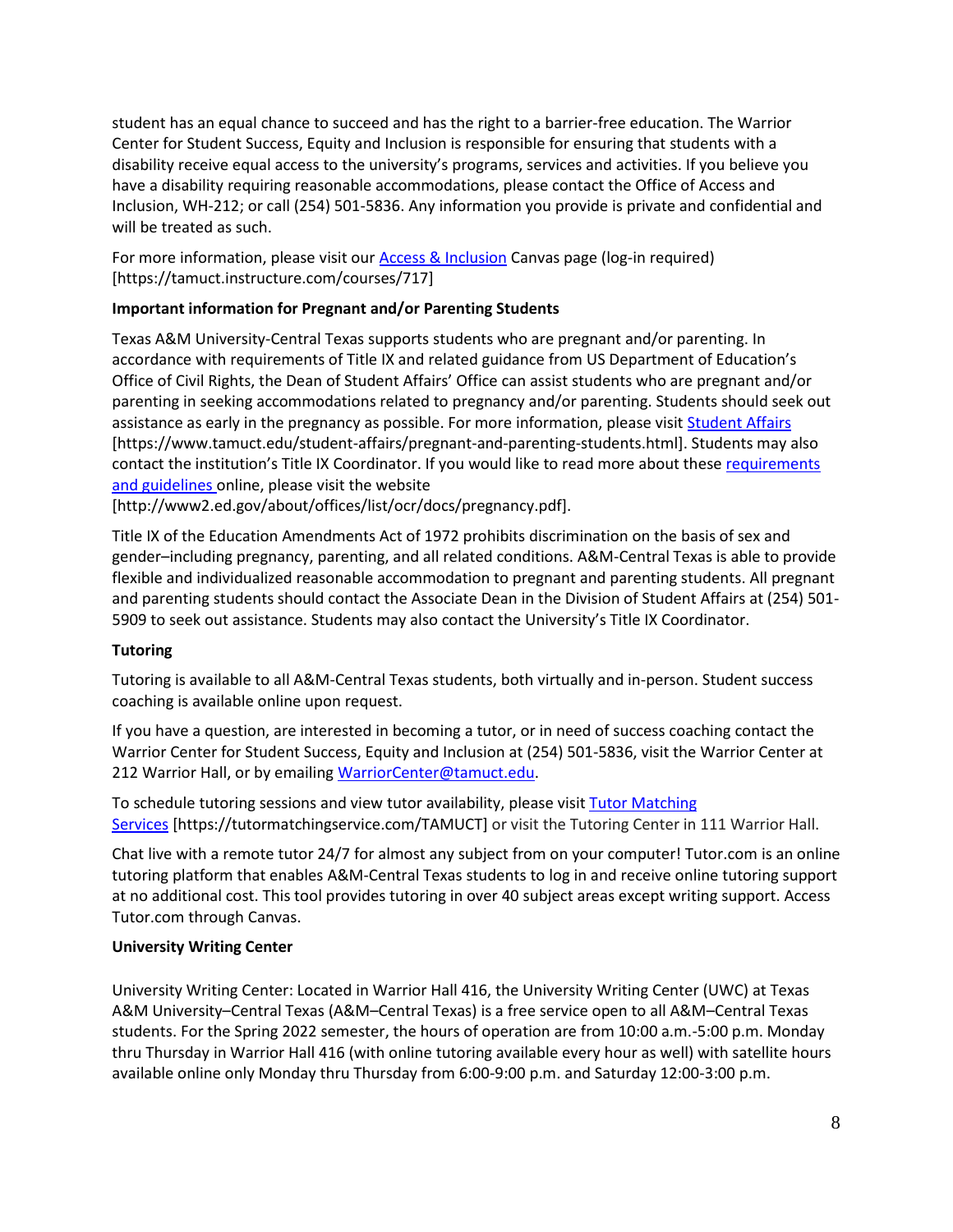student has an equal chance to succeed and has the right to a barrier-free education. The Warrior Center for Student Success, Equity and Inclusion is responsible for ensuring that students with a disability receive equal access to the university's programs, services and activities. If you believe you have a disability requiring reasonable accommodations, please contact the Office of Access and Inclusion, WH-212; or call (254) 501-5836. Any information you provide is private and confidential and will be treated as such.

For more information, please visit our Access & Inclusion Canvas page (log-in required) [https://tamuct.instructure.com/courses/717]

**Important information for Pregnant and/or Parenting Students**

Texas A&M University-Central Texas supports students who are pregnant and/or parenting. In accordance with requirements of Title IX and related guidance from US Department of Education's Office of Civil Rights, the Dean of Student Affairs' Office can assist students who are pregnant and/or parenting in seeking accommodations related to pregnancy and/or parenting. Students should seek out assistance as early in the pregnancy as possible. For more information, please visit Student Affairs [https://www.tamuct.edu/student-affairs/pregnant-and-parenting-students.html]. Students may also contact the institution's Title IX Coordinator. If you would like to read more about these requirements and guidelines online, please visit the website [http://www2.ed.gov/about/offices/list/ocr/docs/pregnancy.pdf].

Title IX of the Education Amendments Act of 1972 prohibits discrimination on the basis of sex and gender–including pregnancy, parenting, and all related conditions. A&M-Central Texas is able to provide flexible and individualized reasonable accommodation to pregnant and parenting students. All pregnant and parenting students should contact the Associate Dean in the Division of Student Affairs at (254) 501-5909 to seek out assistance. Students may also contact the University's Title IX Coordinator.

**Tutoring**

Tutoring is available to all A&M-Central Texas students, both virtually and in-person. Student success coaching is available online upon request.

If you have a question, are interested in becoming a tutor, or in need of success coaching contact the Warrior Center for Student Success, Equity and Inclusion at (254) 501-5836, visit the Warrior Center at 212 Warrior Hall, or by emailing WarriorCenter@tamuct.edu.

To schedule tutoring sessions and view tutor availability, please visit Tutor Matching Services [https://tutormatchingservice.com/TAMUCT] or visit the Tutoring Center in 111 Warrior Hall.

Chat live with a remote tutor 24/7 for almost any subject from on your computer! Tutor.com is an online tutoring platform that enables A&M-Central Texas students to log in and receive online tutoring support at no additional cost. This tool provides tutoring in over 40 subject areas except writing support. Access Tutor.com through Canvas.

**University Writing Center**

University Writing Center: Located in Warrior Hall 416, the University Writing Center (UWC) at Texas A&M University–Central Texas (A&M–Central Texas) is a free service open to all A&M–Central Texas students. For the Spring 2022 semester, the hours of operation are from 10:00 a.m.-5:00 p.m. Monday thru Thursday in Warrior Hall 416 (with online tutoring available every hour as well) with satellite hours available online only Monday thru Thursday from 6:00-9:00 p.m. and Saturday 12:00-3:00 p.m.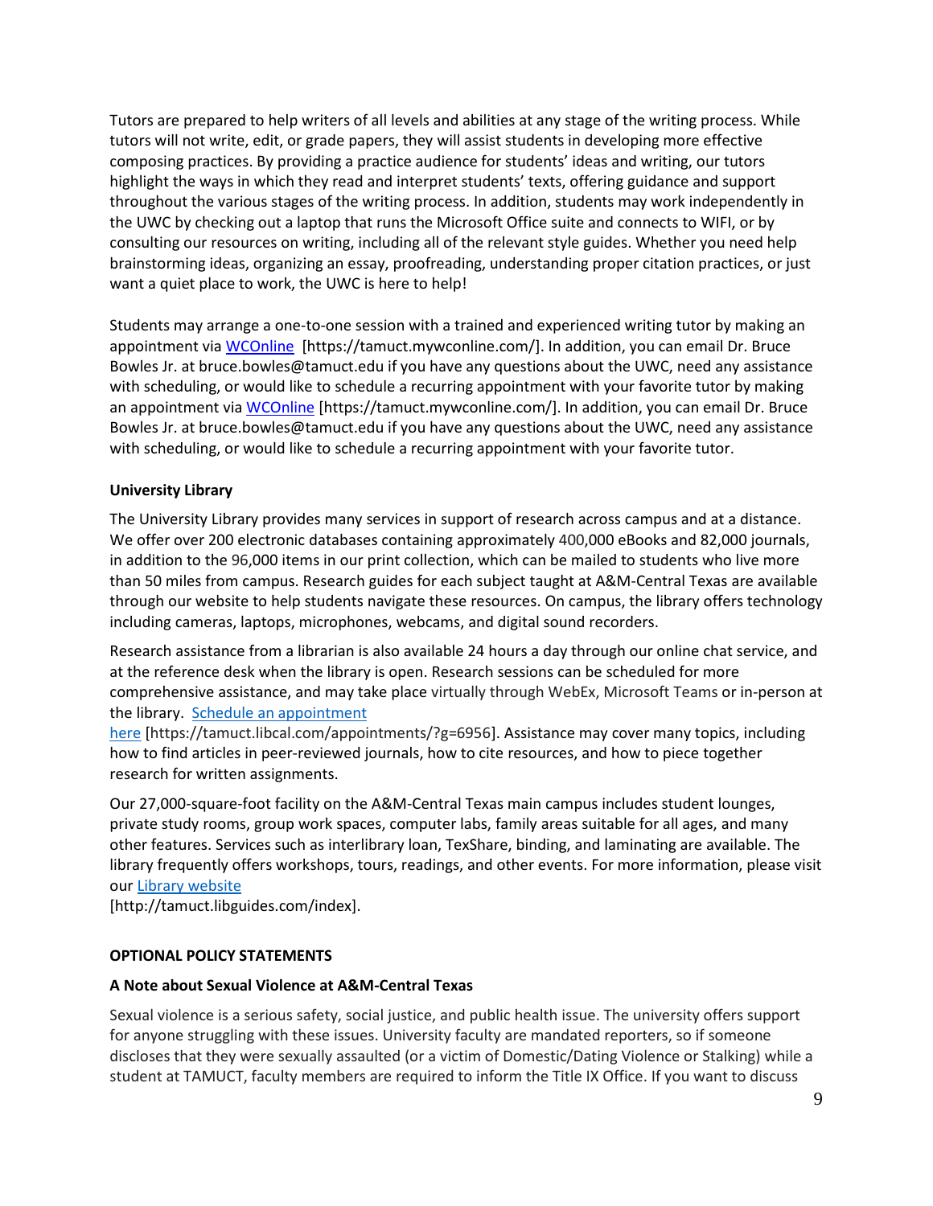Tutors are prepared to help writers of all levels and abilities at any stage of the writing process. While tutors will not write, edit, or grade papers, they will assist students in developing more effective composing practices. By providing a practice audience for students' ideas and writing, our tutors highlight the ways in which they read and interpret students' texts, offering guidance and support throughout the various stages of the writing process. In addition, students may work independently in the UWC by checking out a laptop that runs the Microsoft Office suite and connects to WIFI, or by consulting our resources on writing, including all of the relevant style guides. Whether you need help brainstorming ideas, organizing an essay, proofreading, understanding proper citation practices, or just want a quiet place to work, the UWC is here to help!

Students may arrange a one-to-one session with a trained and experienced writing tutor by making an appointment via WCOnline [https://tamuct.mywconline.com/]. In addition, you can email Dr. Bruce Bowles Jr. at bruce.bowles@tamuct.edu if you have any questions about the UWC, need any assistance with scheduling, or would like to schedule a recurring appointment with your favorite tutor by making an appointment via WCOnline [https://tamuct.mywconline.com/]. In addition, you can email Dr. Bruce Bowles Jr. at bruce.bowles@tamuct.edu if you have any questions about the UWC, need any assistance with scheduling, or would like to schedule a recurring appointment with your favorite tutor.

**University Library**

The University Library provides many services in support of research across campus and at a distance. We offer over 200 electronic databases containing approximately 400,000 eBooks and 82,000 journals, in addition to the 96,000 items in our print collection, which can be mailed to students who live more than 50 miles from campus. Research guides for each subject taught at A&M-Central Texas are available through our website to help students navigate these resources. On campus, the library offers technology including cameras, laptops, microphones, webcams, and digital sound recorders.

Research assistance from a librarian is also available 24 hours a day through our online chat service, and at the reference desk when the library is open. Research sessions can be scheduled for more comprehensive assistance, and may take place virtually through WebEx, Microsoft Teams or in-person at the library. Schedule an appointment here [https://tamuct.libcal.com/appointments/?g=6956]. Assistance may cover many topics, including how to find articles in peer-reviewed journals, how to cite resources, and how to piece together research for written assignments.

Our 27,000-square-foot facility on the A&M-Central Texas main campus includes student lounges, private study rooms, group work spaces, computer labs, family areas suitable for all ages, and many other features. Services such as interlibrary loan, TexShare, binding, and laminating are available. The library frequently offers workshops, tours, readings, and other events. For more information, please visit our Library website [http://tamuct.libguides.com/index].

**OPTIONAL POLICY STATEMENTS**

**A Note about Sexual Violence at A&M-Central Texas**

Sexual violence is a serious safety, social justice, and public health issue. The university offers support for anyone struggling with these issues. University faculty are mandated reporters, so if someone discloses that they were sexually assaulted (or a victim of Domestic/Dating Violence or Stalking) while a student at TAMUCT, faculty members are required to inform the Title IX Office. If you want to discuss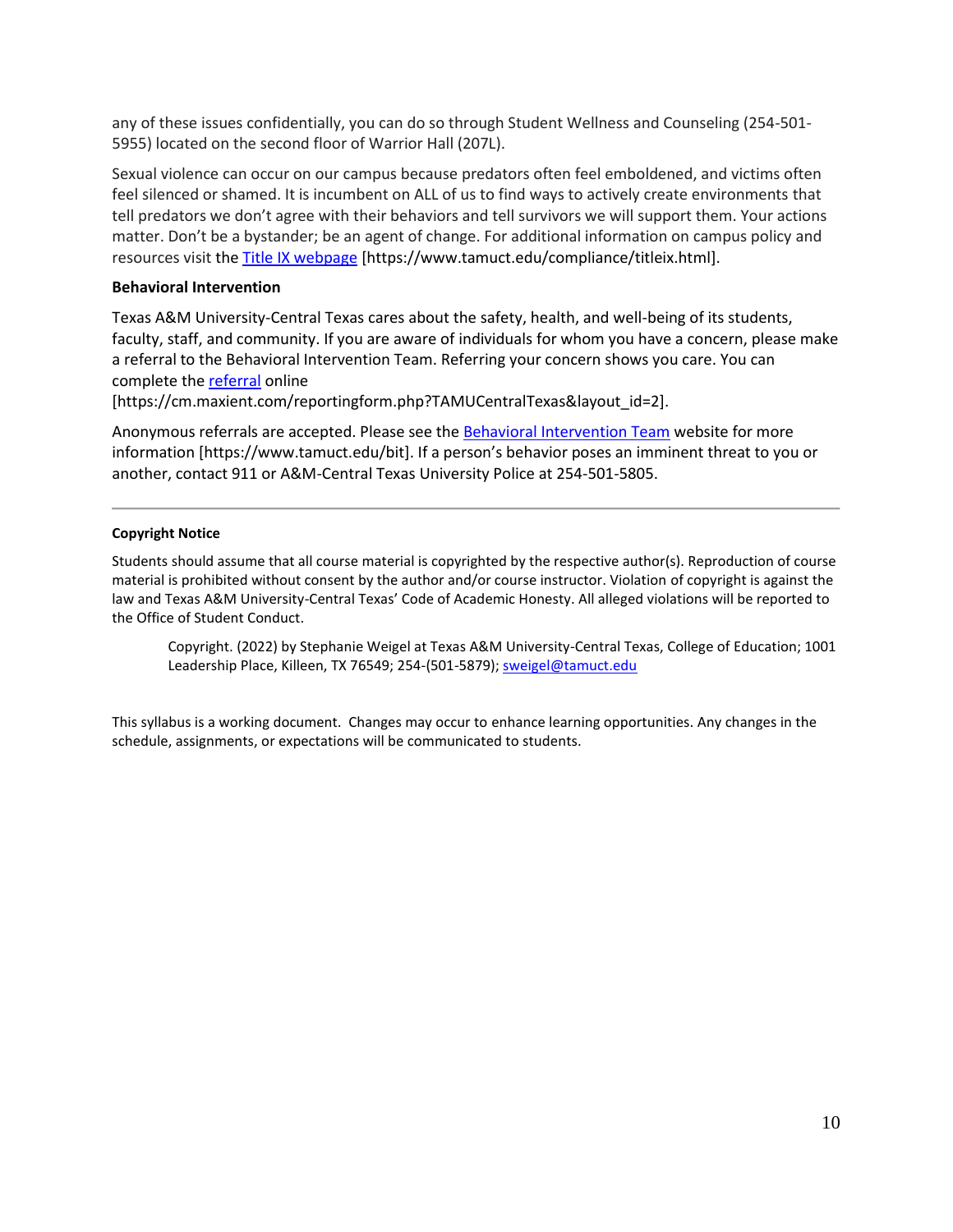any of these issues confidentially, you can do so through Student Wellness and Counseling (254-501-5955) located on the second floor of Warrior Hall (207L).

Sexual violence can occur on our campus because predators often feel emboldened, and victims often feel silenced or shamed. It is incumbent on ALL of us to find ways to actively create environments that tell predators we don't agree with their behaviors and tell survivors we will support them. Your actions matter. Don't be a bystander; be an agent of change. For additional information on campus policy and resources visit the Title IX webpage [https://www.tamuct.edu/compliance/titleix.html].

**Behavioral Intervention**

Texas A&M University-Central Texas cares about the safety, health, and well-being of its students, faculty, staff, and community. If you are aware of individuals for whom you have a concern, please make a referral to the Behavioral Intervention Team. Referring your concern shows you care. You can complete the referral online [https://cm.maxient.com/reportingform.php?TAMUCentralTexas&layout_id=2].

Anonymous referrals are accepted. Please see the Behavioral Intervention Team website for more information [https://www.tamuct.edu/bit]. If a person's behavior poses an imminent threat to you or another, contact 911 or A&M-Central Texas University Police at 254-501-5805.

---

**Copyright Notice**

Students should assume that all course material is copyrighted by the respective author(s). Reproduction of course material is prohibited without consent by the author and/or course instructor. Violation of copyright is against the law and Texas A&M University-Central Texas' Code of Academic Honesty. All alleged violations will be reported to the Office of Student Conduct.

> Copyright. (2022) by Stephanie Weigel at Texas A&M University-Central Texas, College of Education; 1001 Leadership Place, Killeen, TX 76549; 254-(501-5879); sweigel@tamuct.edu

This syllabus is a working document. Changes may occur to enhance learning opportunities. Any changes in the schedule, assignments, or expectations will be communicated to students.